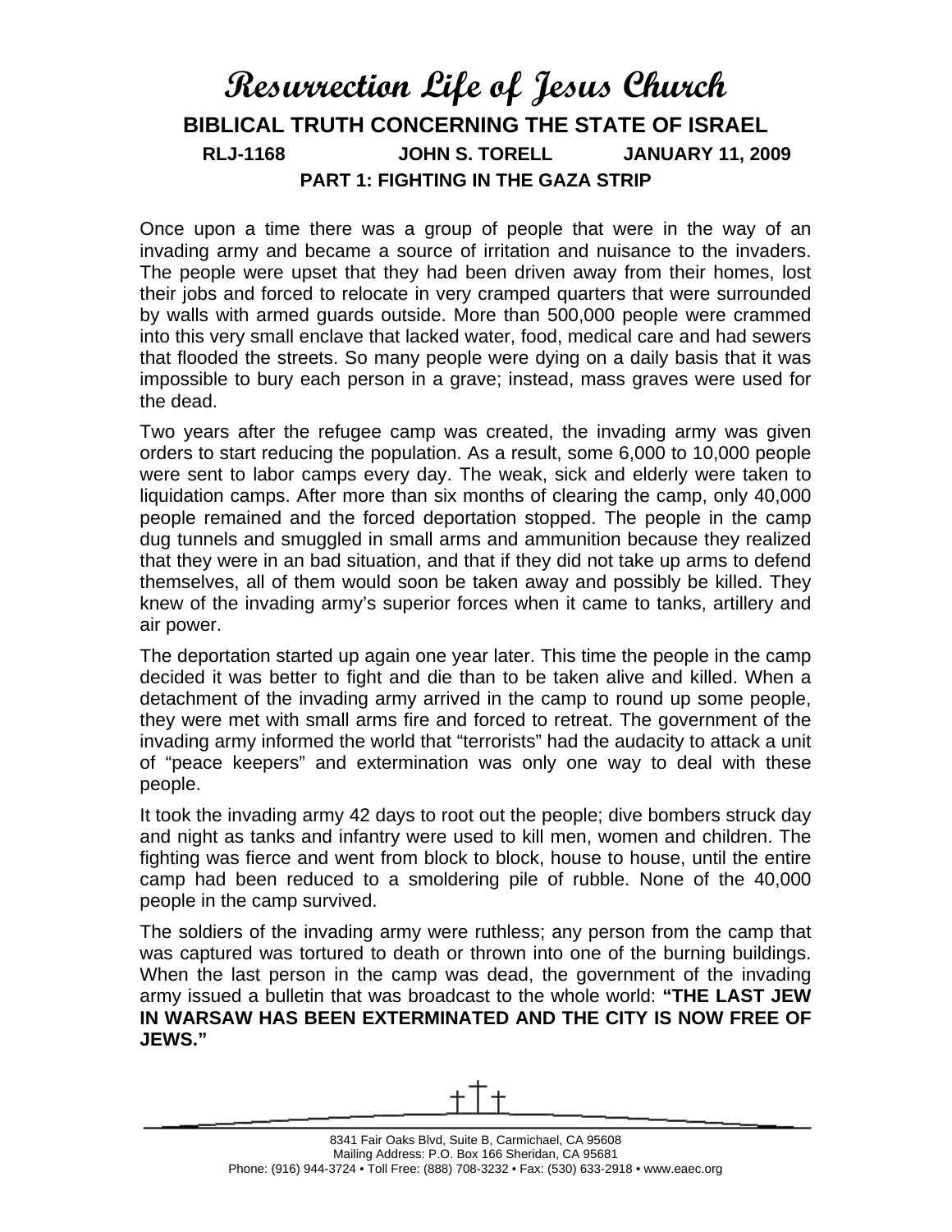# Resurrection Life of Jesus Church

## BIBLICAL TRUTH CONCERNING THE STATE OF ISRAEL

**RLJ-1168 JOHN S. TORELL JANUARY 11, 2009**

### PART 1: FIGHTING IN THE GAZA STRIP

Once upon a time there was a group of people that were in the way of an invading army and became a source of irritation and nuisance to the invaders. The people were upset that they had been driven away from their homes, lost their jobs and forced to relocate in very cramped quarters that were surrounded by walls with armed guards outside. More than 500,000 people were crammed into this very small enclave that lacked water, food, medical care and had sewers that flooded the streets. So many people were dying on a daily basis that it was impossible to bury each person in a grave; instead, mass graves were used for the dead.

Two years after the refugee camp was created, the invading army was given orders to start reducing the population. As a result, some 6,000 to 10,000 people were sent to labor camps every day. The weak, sick and elderly were taken to liquidation camps. After more than six months of clearing the camp, only 40,000 people remained and the forced deportation stopped. The people in the camp dug tunnels and smuggled in small arms and ammunition because they realized that they were in an bad situation, and that if they did not take up arms to defend themselves, all of them would soon be taken away and possibly be killed. They knew of the invading army's superior forces when it came to tanks, artillery and air power.

The deportation started up again one year later. This time the people in the camp decided it was better to fight and die than to be taken alive and killed. When a detachment of the invading army arrived in the camp to round up some people, they were met with small arms fire and forced to retreat. The government of the invading army informed the world that "terrorists" had the audacity to attack a unit of "peace keepers" and extermination was only one way to deal with these people.

It took the invading army 42 days to root out the people; dive bombers struck day and night as tanks and infantry were used to kill men, women and children. The fighting was fierce and went from block to block, house to house, until the entire camp had been reduced to a smoldering pile of rubble. None of the 40,000 people in the camp survived.

The soldiers of the invading army were ruthless; any person from the camp that was captured was tortured to death or thrown into one of the burning buildings. When the last person in the camp was dead, the government of the invading army issued a bulletin that was broadcast to the whole world: **"THE LAST JEW IN WARSAW HAS BEEN EXTERMINATED AND THE CITY IS NOW FREE OF JEWS."**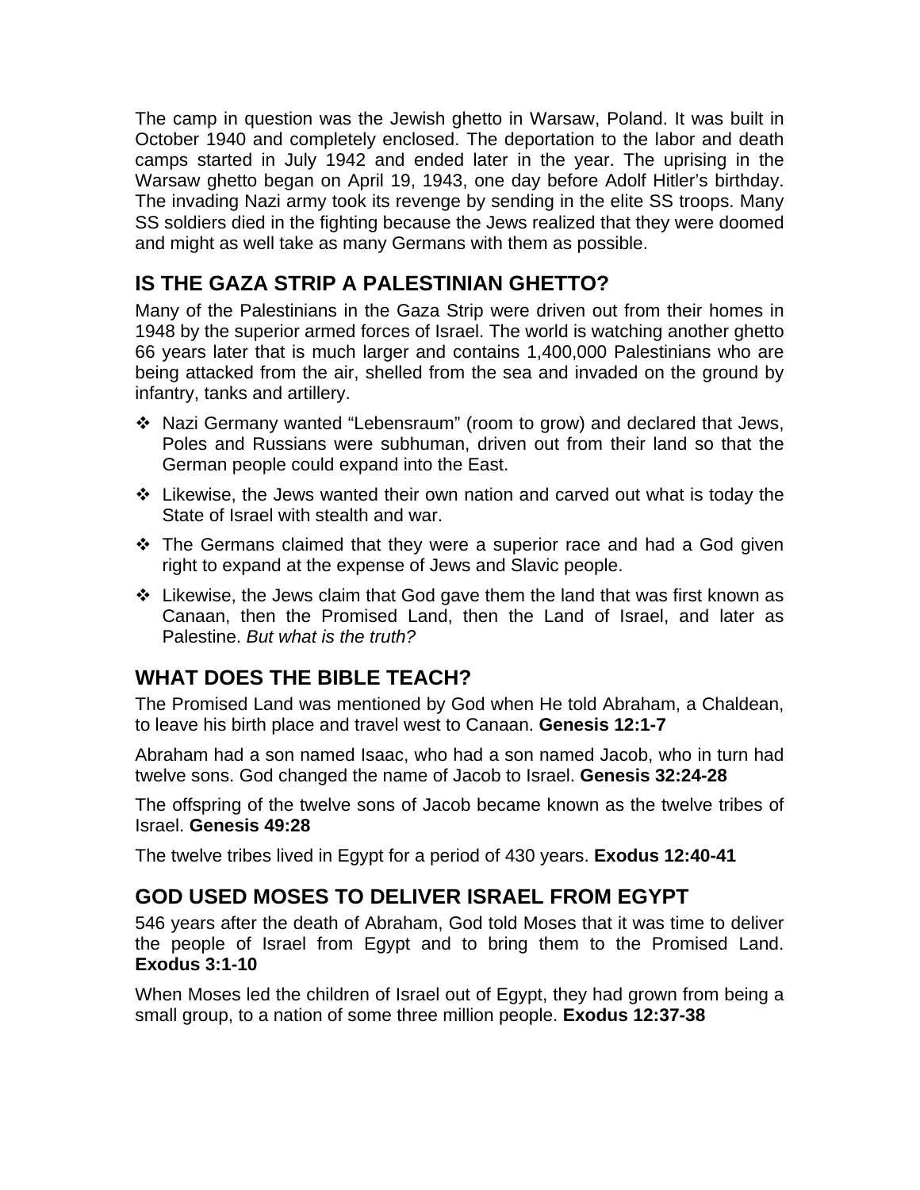The camp in question was the Jewish ghetto in Warsaw, Poland. It was built in October 1940 and completely enclosed. The deportation to the labor and death camps started in July 1942 and ended later in the year. The uprising in the Warsaw ghetto began on April 19, 1943, one day before Adolf Hitler's birthday. The invading Nazi army took its revenge by sending in the elite SS troops. Many SS soldiers died in the fighting because the Jews realized that they were doomed and might as well take as many Germans with them as possible.

## IS THE GAZA STRIP A PALESTINIAN GHETTO?

Many of the Palestinians in the Gaza Strip were driven out from their homes in 1948 by the superior armed forces of Israel. The world is watching another ghetto 66 years later that is much larger and contains 1,400,000 Palestinians who are being attacked from the air, shelled from the sea and invaded on the ground by infantry, tanks and artillery.

- Nazi Germany wanted "Lebensraum" (room to grow) and declared that Jews, Poles and Russians were subhuman, driven out from their land so that the German people could expand into the East.
- Likewise, the Jews wanted their own nation and carved out what is today the State of Israel with stealth and war.
- The Germans claimed that they were a superior race and had a God given right to expand at the expense of Jews and Slavic people.
- Likewise, the Jews claim that God gave them the land that was first known as Canaan, then the Promised Land, then the Land of Israel, and later as Palestine. *But what is the truth?*

## WHAT DOES THE BIBLE TEACH?

The Promised Land was mentioned by God when He told Abraham, a Chaldean, to leave his birth place and travel west to Canaan. **Genesis 12:1-7**

Abraham had a son named Isaac, who had a son named Jacob, who in turn had twelve sons. God changed the name of Jacob to Israel. **Genesis 32:24-28**

The offspring of the twelve sons of Jacob became known as the twelve tribes of Israel. **Genesis 49:28**

The twelve tribes lived in Egypt for a period of 430 years. **Exodus 12:40-41**

## GOD USED MOSES TO DELIVER ISRAEL FROM EGYPT

546 years after the death of Abraham, God told Moses that it was time to deliver the people of Israel from Egypt and to bring them to the Promised Land. **Exodus 3:1-10**

When Moses led the children of Israel out of Egypt, they had grown from being a small group, to a nation of some three million people. **Exodus 12:37-38**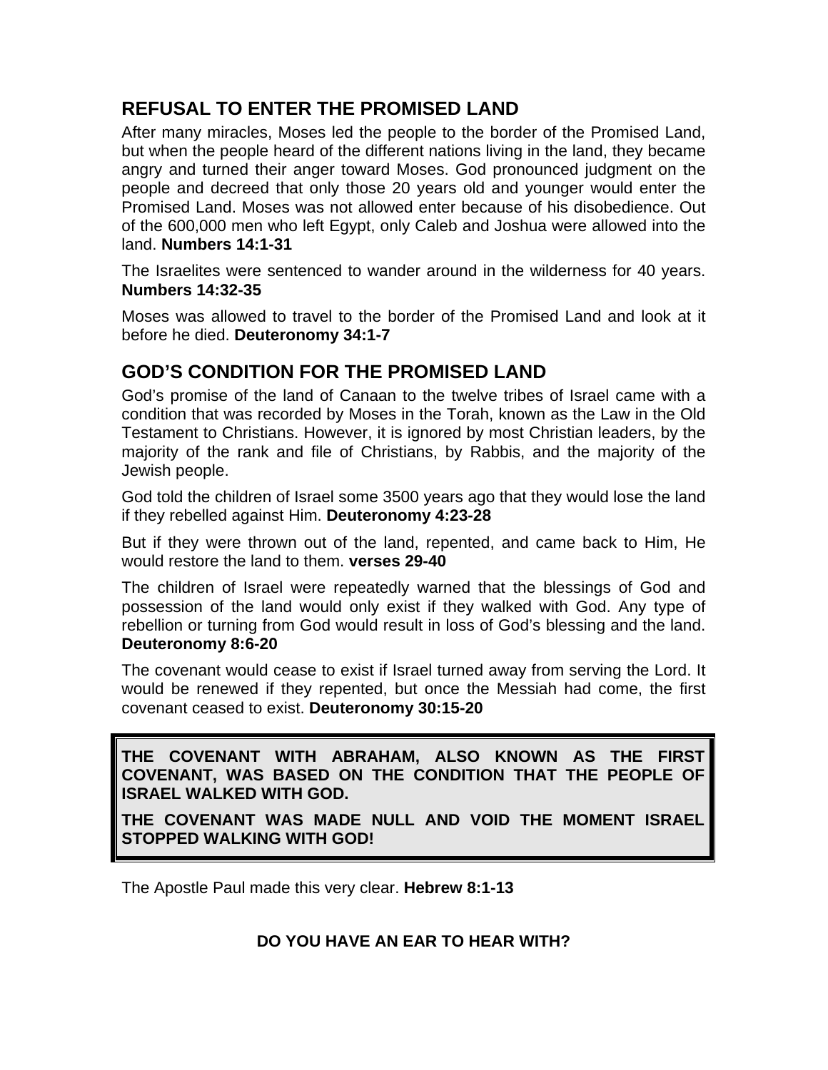## REFUSAL TO ENTER THE PROMISED LAND

After many miracles, Moses led the people to the border of the Promised Land, but when the people heard of the different nations living in the land, they became angry and turned their anger toward Moses. God pronounced judgment on the people and decreed that only those 20 years old and younger would enter the Promised Land. Moses was not allowed enter because of his disobedience. Out of the 600,000 men who left Egypt, only Caleb and Joshua were allowed into the land. **Numbers 14:1-31**

The Israelites were sentenced to wander around in the wilderness for 40 years. **Numbers 14:32-35**

Moses was allowed to travel to the border of the Promised Land and look at it before he died. **Deuteronomy 34:1-7**

## GOD'S CONDITION FOR THE PROMISED LAND

God's promise of the land of Canaan to the twelve tribes of Israel came with a condition that was recorded by Moses in the Torah, known as the Law in the Old Testament to Christians. However, it is ignored by most Christian leaders, by the majority of the rank and file of Christians, by Rabbis, and the majority of the Jewish people.

God told the children of Israel some 3500 years ago that they would lose the land if they rebelled against Him. **Deuteronomy 4:23-28**

But if they were thrown out of the land, repented, and came back to Him, He would restore the land to them. **verses 29-40**

The children of Israel were repeatedly warned that the blessings of God and possession of the land would only exist if they walked with God. Any type of rebellion or turning from God would result in loss of God's blessing and the land. **Deuteronomy 8:6-20**

The covenant would cease to exist if Israel turned away from serving the Lord. It would be renewed if they repented, but once the Messiah had come, the first covenant ceased to exist. **Deuteronomy 30:15-20**

**THE COVENANT WITH ABRAHAM, ALSO KNOWN AS THE FIRST COVENANT, WAS BASED ON THE CONDITION THAT THE PEOPLE OF ISRAEL WALKED WITH GOD.**

**THE COVENANT WAS MADE NULL AND VOID THE MOMENT ISRAEL STOPPED WALKING WITH GOD!**

The Apostle Paul made this very clear. **Hebrew 8:1-13**

**DO YOU HAVE AN EAR TO HEAR WITH?**